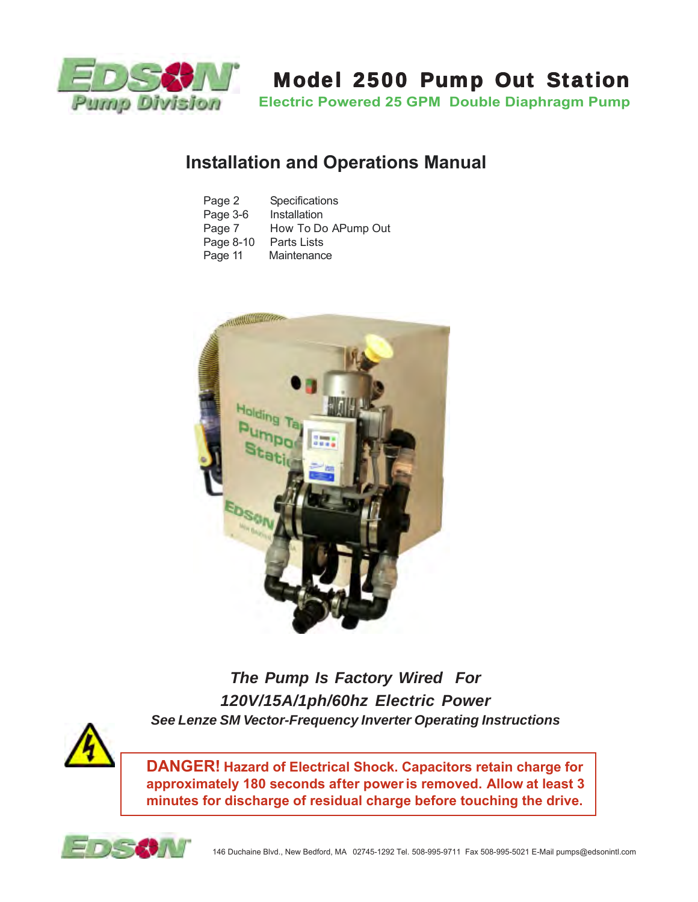# Model 2500 Pump Out Station

**Electric Powered 25 GPM Double Diaphragm Pump**

## Installation and Operations Manual

| | |
|---|---|
| Page 2 | Specifications |
| Page 3-6 | Installation |
| Page 7 | How To Do APump Out |
| Page 8-10 | Parts Lists |
| Page 11 | Maintenance |

***The Pump Is Factory Wired For***

***120V/15A/1ph/60hz Electric Power***

***See Lenze SM Vector-Frequency Inverter Operating Instructions***

**DANGER! Hazard of Electrical Shock. Capacitors retain charge for approximately 180 seconds after power is removed. Allow at least 3 minutes for discharge of residual charge before touching the drive.**

146 Duchaine Blvd., New Bedford, MA 02745-1292 Tel. 508-995-9711 Fax 508-995-5021 E-Mail pumps@edsonintl.com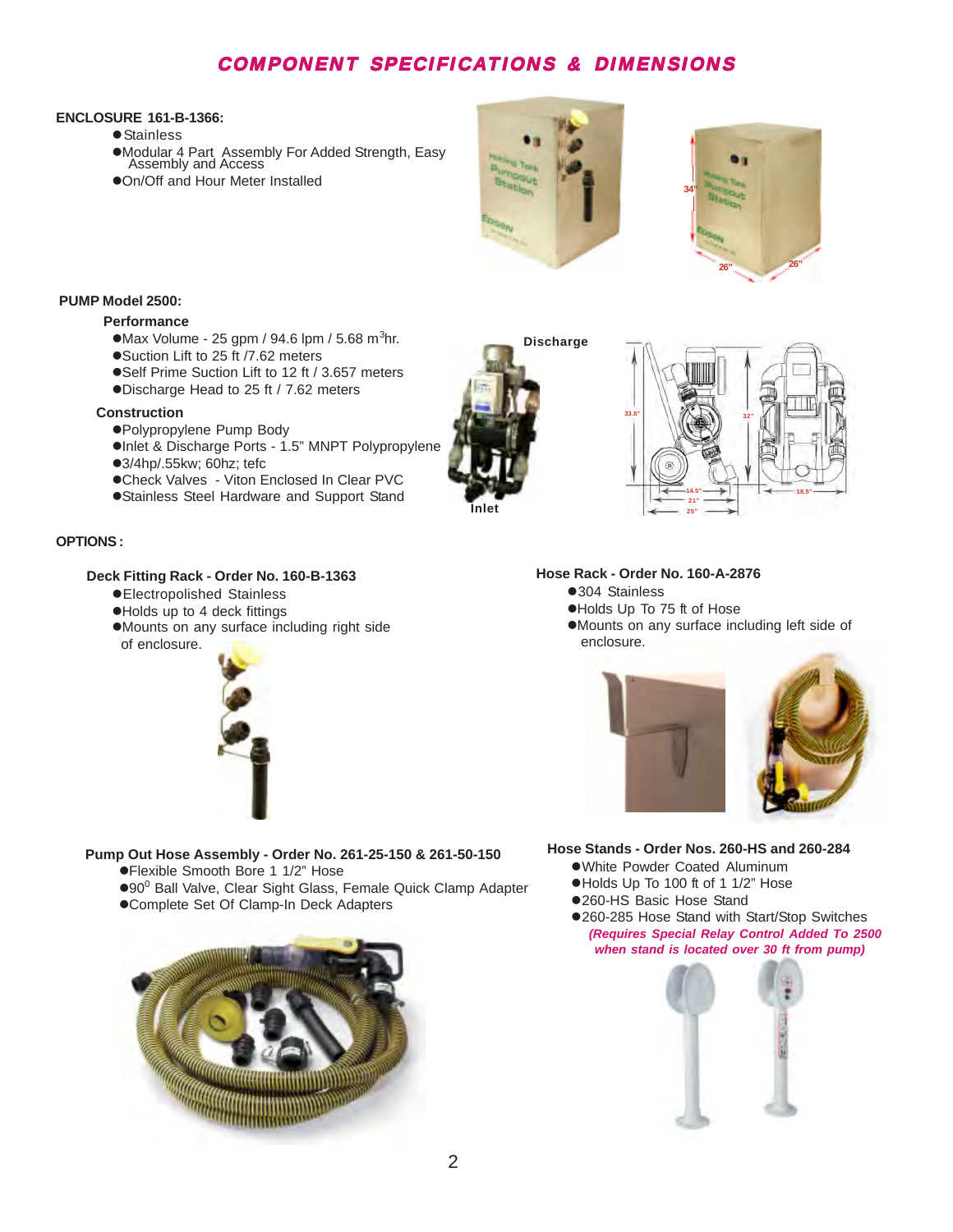# COMPONENT SPECIFICATIONS & DIMENSIONS

**ENCLOSURE 161-B-1366:**

- Stainless
- Modular 4 Part Assembly For Added Strength, Easy Assembly and Access
- On/Off and Hour Meter Installed

**PUMP Model 2500:**

**Performance**

- Max Volume - 25 gpm / 94.6 lpm / 5.68 $m^3$hr.
- Suction Lift to 25 ft /7.62 meters
- Self Prime Suction Lift to 12 ft / 3.657 meters
- Discharge Head to 25 ft / 7.62 meters

**Construction**

- Polypropylene Pump Body
- Inlet & Discharge Ports - 1.5" MNPT Polypropylene
- 3/4hp/.55kw; 60hz; tefc
- Check Valves - Viton Enclosed In Clear PVC
- Stainless Steel Hardware and Support Stand

**OPTIONS:**

**Deck Fitting Rack - Order No. 160-B-1363**

- Electropolished Stainless
- Holds up to 4 deck fittings
- Mounts on any surface including right side of enclosure.

**Hose Rack - Order No. 160-A-2876**

- 304 Stainless
- Holds Up To 75 ft of Hose
- Mounts on any surface including left side of enclosure.

**Pump Out Hose Assembly - Order No. 261-25-150 & 261-50-150**

- Flexible Smooth Bore 1 1/2" Hose
- $90^0$ Ball Valve, Clear Sight Glass, Female Quick Clamp Adapter
- Complete Set Of Clamp-In Deck Adapters

**Hose Stands - Order Nos. 260-HS and 260-284**

- White Powder Coated Aluminum
- Holds Up To 100 ft of 1 1/2" Hose
- 260-HS Basic Hose Stand
- 260-285 Hose Stand with Start/Stop Switches

***(Requires Special Relay Control Added To 2500 when stand is located over 30 ft from pump)***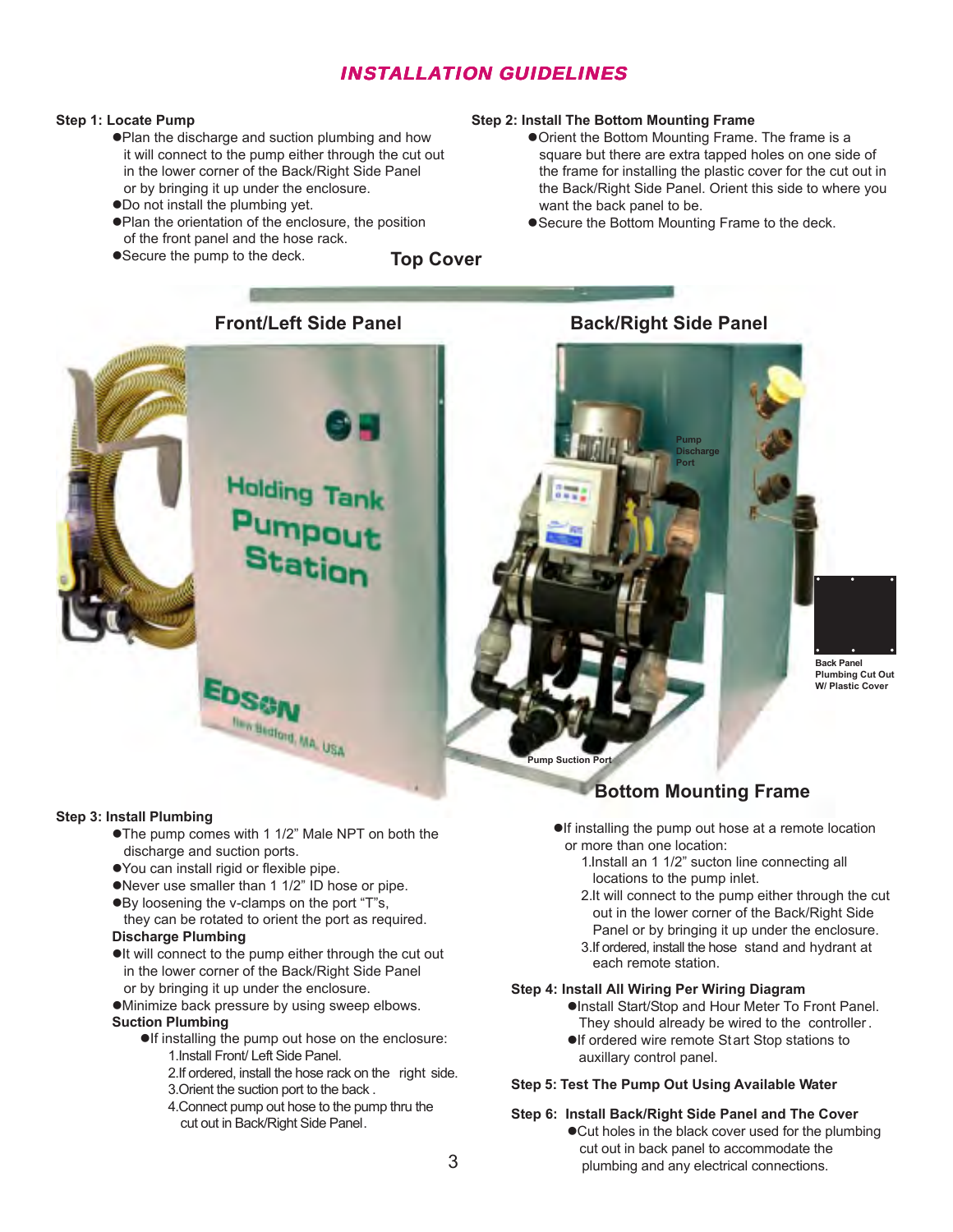# INSTALLATION GUIDELINES

**Step 1: Locate Pump**

- Plan the discharge and suction plumbing and how it will connect to the pump either through the cut out in the lower corner of the Back/Right Side Panel or by bringing it up under the enclosure.
- Do not install the plumbing yet.
- Plan the orientation of the enclosure, the position of the front panel and the hose rack.
- Secure the pump to the deck.

**Step 2: Install The Bottom Mounting Frame**

- Orient the Bottom Mounting Frame. The frame is a square but there are extra tapped holes on one side of the frame for installing the plastic cover for the cut out in the Back/Right Side Panel. Orient this side to where you want the back panel to be.
- Secure the Bottom Mounting Frame to the deck.

**Top Cover**

**Front/Left Side Panel**

**Back/Right Side Panel**

Pump Discharge Port

Back Panel Plumbing Cut Out W/ Plastic Cover

Pump Suction Port

**Bottom Mounting Frame**

**Step 3: Install Plumbing**

- The pump comes with 1 1/2" Male NPT on both the discharge and suction ports.
- You can install rigid or flexible pipe.
- Never use smaller than 1 1/2" ID hose or pipe.
- By loosening the v-clamps on the port "T"s, they can be rotated to orient the port as required.

**Discharge Plumbing**

- It will connect to the pump either through the cut out in the lower corner of the Back/Right Side Panel or by bringing it up under the enclosure.
- Minimize back pressure by using sweep elbows.

**Suction Plumbing**

- If installing the pump out hose on the enclosure:
  1. Install Front/ Left Side Panel.
  2. If ordered, install the hose rack on the right side.
  3. Orient the suction port to the back .
  4. Connect pump out hose to the pump thru the cut out in Back/Right Side Panel.
- If installing the pump out hose at a remote location or more than one location:
  1. Install an 1 1/2" sucton line connecting all locations to the pump inlet.
  2. It will connect to the pump either through the cut out in the lower corner of the Back/Right Side Panel or by bringing it up under the enclosure.
  3. If ordered, install the hose stand and hydrant at each remote station.

**Step 4: Install All Wiring Per Wiring Diagram**

- Install Start/Stop and Hour Meter To Front Panel. They should already be wired to the controller.
- If ordered wire remote Start Stop stations to auxillary control panel.

**Step 5: Test The Pump Out Using Available Water**

**Step 6: Install Back/Right Side Panel and The Cover**

- Cut holes in the black cover used for the plumbing cut out in back panel to accommodate the plumbing and any electrical connections.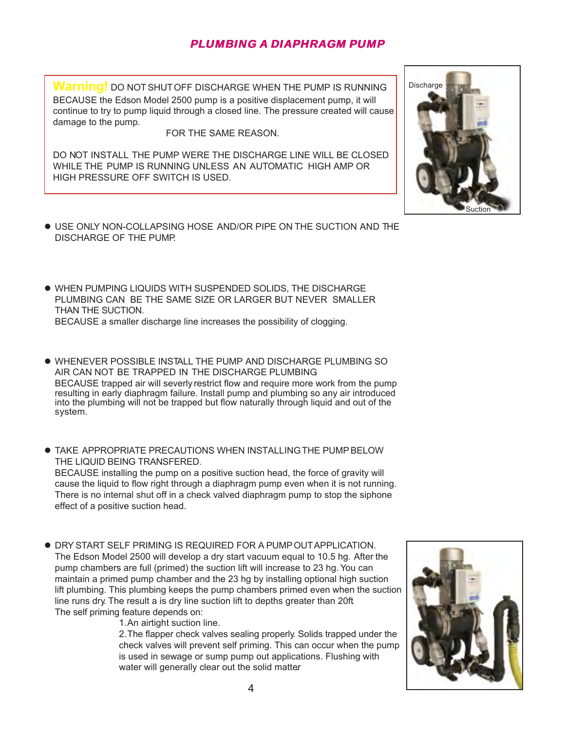## PLUMBING A DIAPHRAGM PUMP

**Warning!** DO NOT SHUT OFF DISCHARGE WHEN THE PUMP IS RUNNING BECAUSE the Edson Model 2500 pump is a positive displacement pump, it will continue to try to pump liquid through a closed line. The pressure created will cause damage to the pump.

FOR THE SAME REASON.

DO NOT INSTALL THE PUMP WERE THE DISCHARGE LINE WILL BE CLOSED WHILE THE PUMP IS RUNNING UNLESS AN AUTOMATIC HIGH AMP OR HIGH PRESSURE OFF SWITCH IS USED.

Discharge

Suction

- USE ONLY NON-COLLAPSING HOSE AND/OR PIPE ON THE SUCTION AND THE DISCHARGE OF THE PUMP.

- WHEN PUMPING LIQUIDS WITH SUSPENDED SOLIDS, THE DISCHARGE PLUMBING CAN BE THE SAME SIZE OR LARGER BUT NEVER SMALLER THAN THE SUCTION.
  BECAUSE a smaller discharge line increases the possibility of clogging.

- WHENEVER POSSIBLE INSTALL THE PUMP AND DISCHARGE PLUMBING SO AIR CAN NOT BE TRAPPED IN THE DISCHARGE PLUMBING
  BECAUSE trapped air will severly restrict flow and require more work from the pump resulting in early diaphragm failure. Install pump and plumbing so any air introduced into the plumbing will not be trapped but flow naturally through liquid and out of the system.

- TAKE APPROPRIATE PRECAUTIONS WHEN INSTALLING THE PUMP BELOW THE LIQUID BEING TRANSFERED.
  BECAUSE installing the pump on a positive suction head, the force of gravity will cause the liquid to flow right through a diaphragm pump even when it is not running. There is no internal shut off in a check valved diaphragm pump to stop the siphone effect of a positive suction head.

- DRY START SELF PRIMING IS REQUIRED FOR A PUMP OUT APPLICATION.
  The Edson Model 2500 will develop a dry start vacuum equal to 10.5 hg. After the pump chambers are full (primed) the suction lift will increase to 23 hg. You can maintain a primed pump chamber and the 23 hg by installing optional high suction lift plumbing. This plumbing keeps the pump chambers primed even when the suction line runs dry. The result a is dry line suction lift to depths greater than 20ft
  The self priming feature depends on:
  1. An airtight suction line.
  2. The flapper check valves sealing properly. Solids trapped under the check valves will prevent self priming. This can occur when the pump is used in sewage or sump pump out applications. Flushing with water will generally clear out the solid matter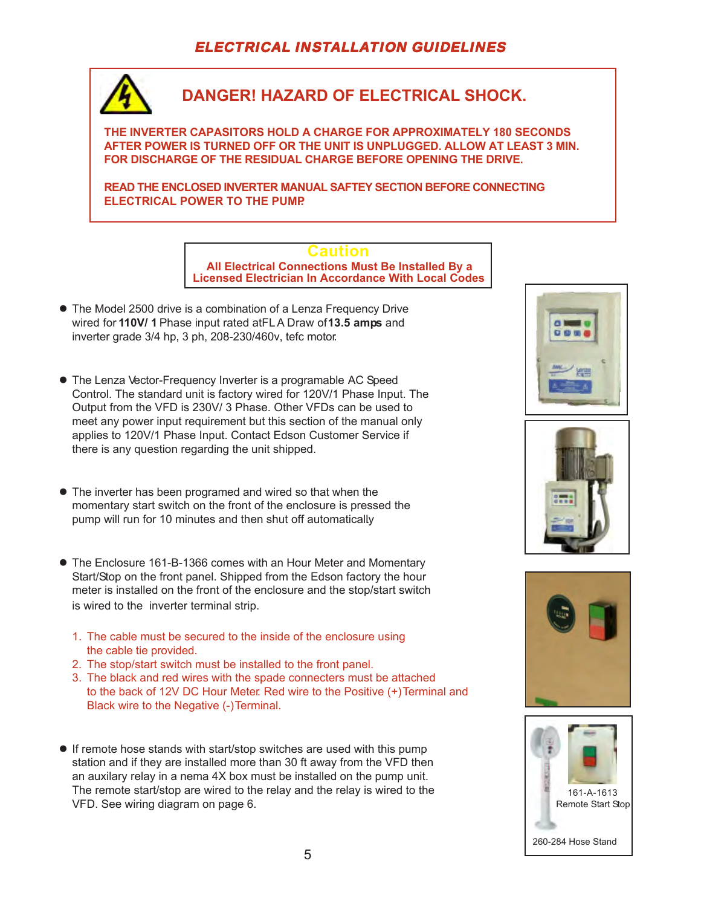## ELECTRICAL INSTALLATION GUIDELINES

**DANGER! HAZARD OF ELECTRICAL SHOCK.**

**THE INVERTER CAPASITORS HOLD A CHARGE FOR APPROXIMATELY 180 SECONDS AFTER POWER IS TURNED OFF OR THE UNIT IS UNPLUGGED. ALLOW AT LEAST 3 MIN. FOR DISCHARGE OF THE RESIDUAL CHARGE BEFORE OPENING THE DRIVE.**

**READ THE ENCLOSED INVERTER MANUAL SAFTEY SECTION BEFORE CONNECTING ELECTRICAL POWER TO THE PUMP.**

**Caution**
**All Electrical Connections Must Be Installed By a Licensed Electrician In Accordance With Local Codes**

- The Model 2500 drive is a combination of a Lenza Frequency Drive wired for **110V/ 1** Phase input rated atFL A Draw of **13.5 amps** and inverter grade 3/4 hp, 3 ph, 208-230/460v, tefc motor.

- The Lenza Vector-Frequency Inverter is a programable AC Speed Control. The standard unit is factory wired for 120V/1 Phase Input. The Output from the VFD is 230V/ 3 Phase. Other VFDs can be used to meet any power input requirement but this section of the manual only applies to 120V/1 Phase Input. Contact Edson Customer Service if there is any question regarding the unit shipped.

- The inverter has been programed and wired so that when the momentary start switch on the front of the enclosure is pressed the pump will run for 10 minutes and then shut off automatically

- The Enclosure 161-B-1366 comes with an Hour Meter and Momentary Start/Stop on the front panel. Shipped from the Edson factory the hour meter is installed on the front of the enclosure and the stop/start switch is wired to the inverter terminal strip.

  1. The cable must be secured to the inside of the enclosure using the cable tie provided.
  2. The stop/start switch must be installed to the front panel.
  3. The black and red wires with the spade connecters must be attached to the back of 12V DC Hour Meter. Red wire to the Positive (+) Terminal and Black wire to the Negative (-) Terminal.

- If remote hose stands with start/stop switches are used with this pump station and if they are installed more than 30 ft away from the VFD then an auxilary relay in a nema 4X box must be installed on the pump unit. The remote start/stop are wired to the relay and the relay is wired to the VFD. See wiring diagram on page 6.

161-A-1613
Remote Start Stop

260-284 Hose Stand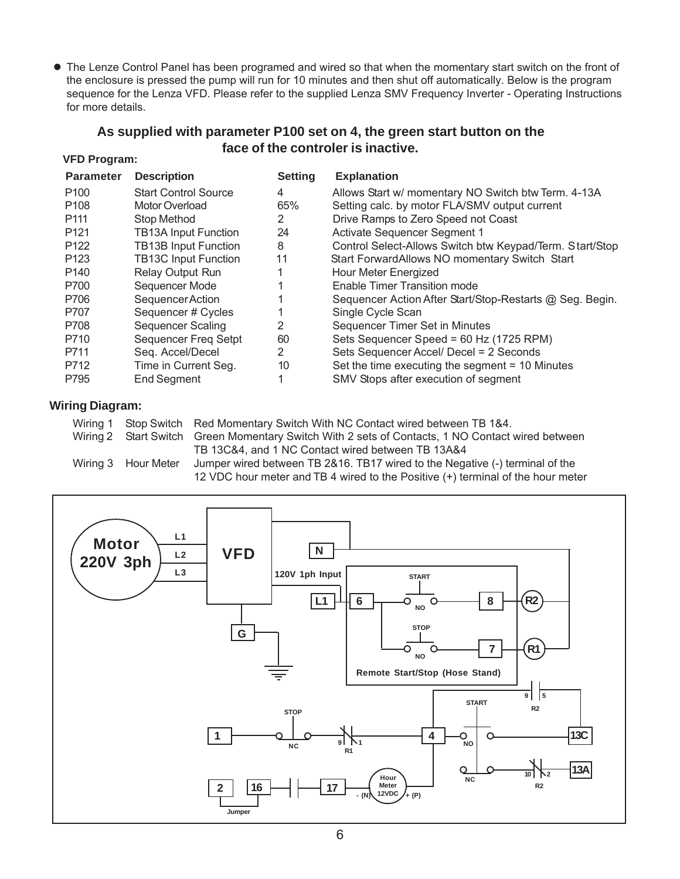- The Lenze Control Panel has been programed and wired so that when the momentary start switch on the front of the enclosure is pressed the pump will run for 10 minutes and then shut off automatically. Below is the program sequence for the Lenza VFD. Please refer to the supplied Lenza SMV Frequency Inverter - Operating Instructions for more details.

**As supplied with parameter P100 set on 4, the green start button on the face of the controler is inactive.**

**VFD Program:**

| Parameter | Description | Setting | Explanation |
|---|---|---|---|
| P100 | Start Control Source | 4 | Allows Start w/ momentary NO Switch btw Term. 4-13A |
| P108 | Motor Overload | 65% | Setting calc. by motor FLA/SMV output current |
| P111 | Stop Method | 2 | Drive Ramps to Zero Speed not Coast |
| P121 | TB13A Input Function | 24 | Activate Sequencer Segment 1 |
| P122 | TB13B Input Function | 8 | Control Select-Allows Switch btw. Keypad/Term. Start/Stop |
| P123 | TB13C Input Function | 11 | Start Forward Allows NO momentary Switch Start |
| P140 | Relay Output Run | 1 | Hour Meter Energized |
| P700 | Sequencer Mode | 1 | Enable Timer Transition mode |
| P706 | Sequencer Action | 1 | Sequencer Action After Start/Stop-Restarts @ Seg. Begin. |
| P707 | Sequencer # Cycles | 1 | Single Cycle Scan |
| P708 | Sequencer Scaling | 2 | Sequencer Timer Set in Minutes |
| P710 | Sequencer Freq Setpt | 60 | Sets Sequencer Speed = 60 Hz (1725 RPM) |
| P711 | Seq. Accel/Decel | 2 | Sets Sequencer Accel/ Decel = 2 Seconds |
| P712 | Time in Current Seg. | 10 | Set the time executing the segment = 10 Minutes |
| P795 | End Segment | 1 | SMV Stops after execution of segment |

**Wiring Diagram:**

| | | |
|---|---|---|
| Wiring 1 | Stop Switch | Red Momentary Switch With NC Contact wired between TB 1&4. |
| Wiring 2 | Start Switch | Green Momentary Switch With 2 sets of Contacts, 1 NO Contact wired between TB 13C&4, and 1 NC Contact wired between TB 13A&4 |
| Wiring 3 | Hour Meter | Jumper wired between TB 2&16. TB17 wired to the Negative (-) terminal of the 12 VDC hour meter and TB 4 wired to the Positive (+) terminal of the hour meter |

Motor 220V 3ph · L1 · L2 · L3 · VFD · N · 120V 1ph Input · L1 · G · 6 · START · NO · 8 · R2 · STOP · NO · 7 · R1 · Remote Start/Stop (Hose Stand) · 9 · 5 · R2 · START · STOP · 1 · NC · 9 · 1 · R1 · 4 · NO · 13C · NC · 10 · 2 · R2 · 13A · 2 · 16 · 17 · Hour Meter 12VDC · - (N) · + (P) · Jumper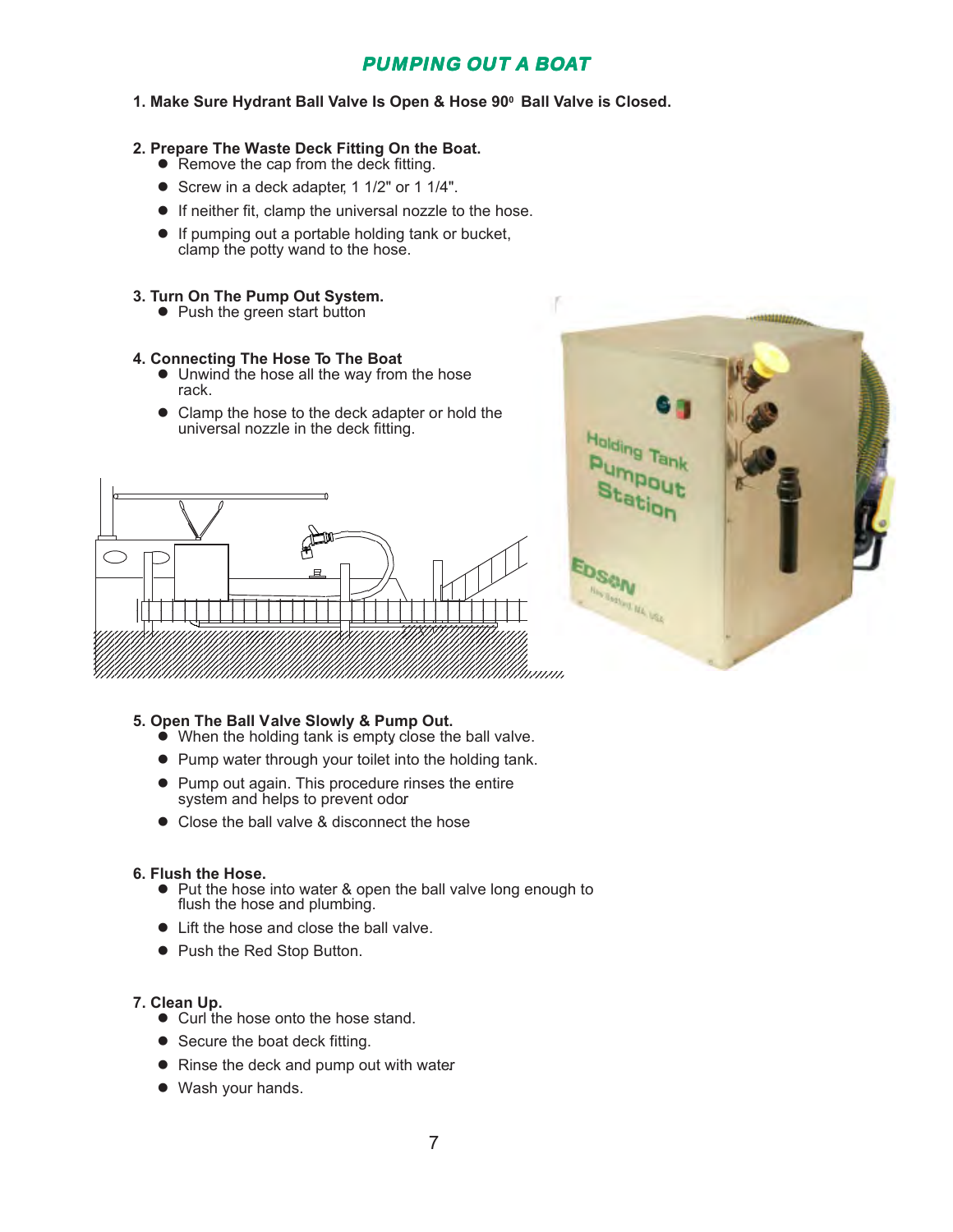# PUMPING OUT A BOAT

**1. Make Sure Hydrant Ball Valve Is Open & Hose 90⁰ Ball Valve is Closed.**

**2. Prepare The Waste Deck Fitting On the Boat.**

- Remove the cap from the deck fitting.
- Screw in a deck adapter, 1 1/2" or 1 1/4".
- If neither fit, clamp the universal nozzle to the hose.
- If pumping out a portable holding tank or bucket, clamp the potty wand to the hose.

**3. Turn On The Pump Out System.**

- Push the green start button

**4. Connecting The Hose To The Boat**

- Unwind the hose all the way from the hose rack.
- Clamp the hose to the deck adapter or hold the universal nozzle in the deck fitting.

**5. Open The Ball Valve Slowly & Pump Out.**

- When the holding tank is empty close the ball valve.
- Pump water through your toilet into the holding tank.
- Pump out again. This procedure rinses the entire system and helps to prevent odor
- Close the ball valve & disconnect the hose

**6. Flush the Hose.**

- Put the hose into water & open the ball valve long enough to flush the hose and plumbing.
- Lift the hose and close the ball valve.
- Push the Red Stop Button.

**7. Clean Up.**

- Curl the hose onto the hose stand.
- Secure the boat deck fitting.
- Rinse the deck and pump out with water
- Wash your hands.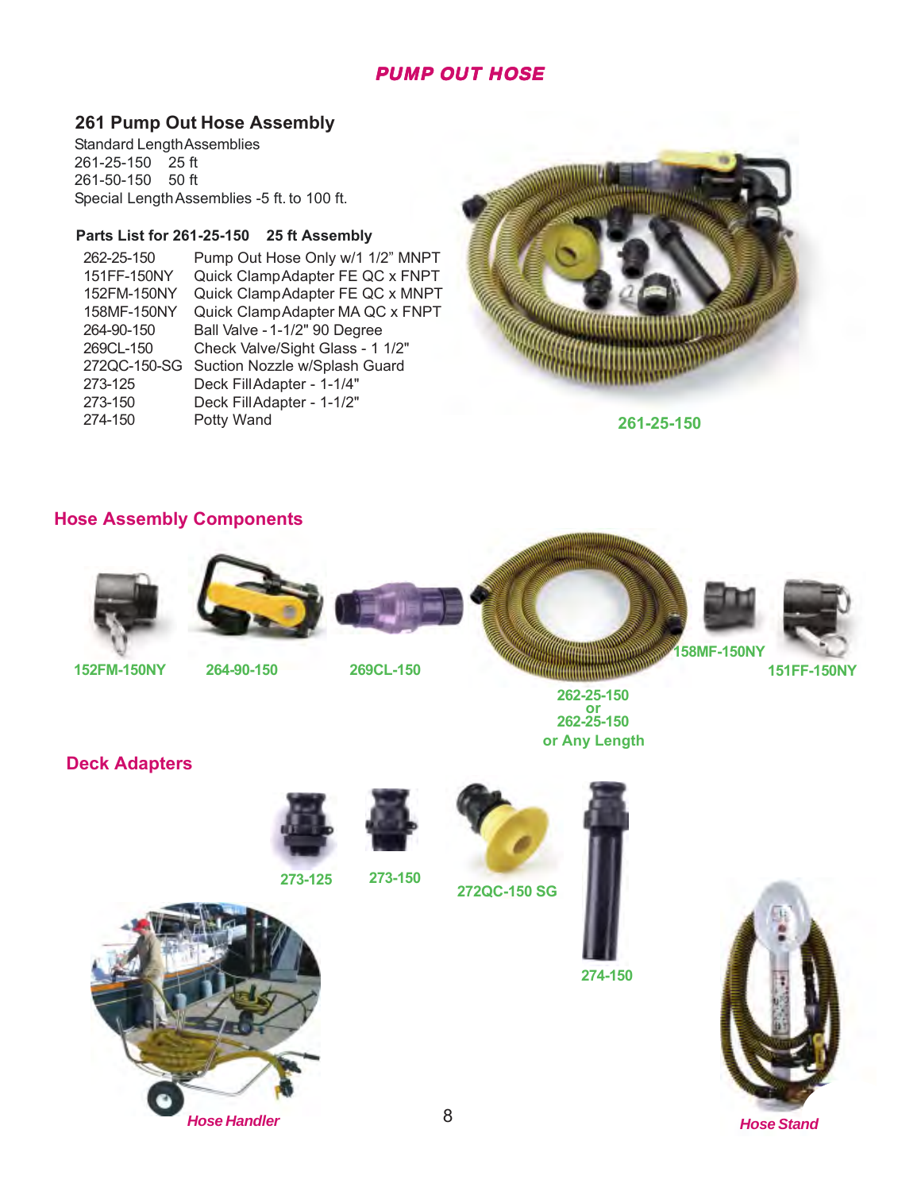# PUMP OUT HOSE

## 261 Pump Out Hose Assembly

Standard Length Assemblies
261-25-150 25 ft
261-50-150 50 ft
Special Length Assemblies -5 ft. to 100 ft.

### Parts List for 261-25-150 25 ft Assembly

| Part No. | Description |
|---|---|
| 262-25-150 | Pump Out Hose Only w/1 1/2" MNPT |
| 151FF-150NY | Quick Clamp Adapter FE QC x FNPT |
| 152FM-150NY | Quick Clamp Adapter FE QC x MNPT |
| 158MF-150NY | Quick Clamp Adapter MA QC x FNPT |
| 264-90-150 | Ball Valve - 1-1/2" 90 Degree |
| 269CL-150 | Check Valve/Sight Glass - 1 1/2" |
| 272QC-150-SG | Suction Nozzle w/Splash Guard |
| 273-125 | Deck Fill Adapter - 1-1/4" |
| 273-150 | Deck Fill Adapter - 1-1/2" |
| 274-150 | Potty Wand |

261-25-150

## Hose Assembly Components

152FM-150NY

264-90-150

269CL-150

262-25-150 or 262-25-150 or Any Length

158MF-150NY

151FF-150NY

## Deck Adapters

273-125

273-150

272QC-150 SG

274-150

*Hose Handler*

*Hose Stand*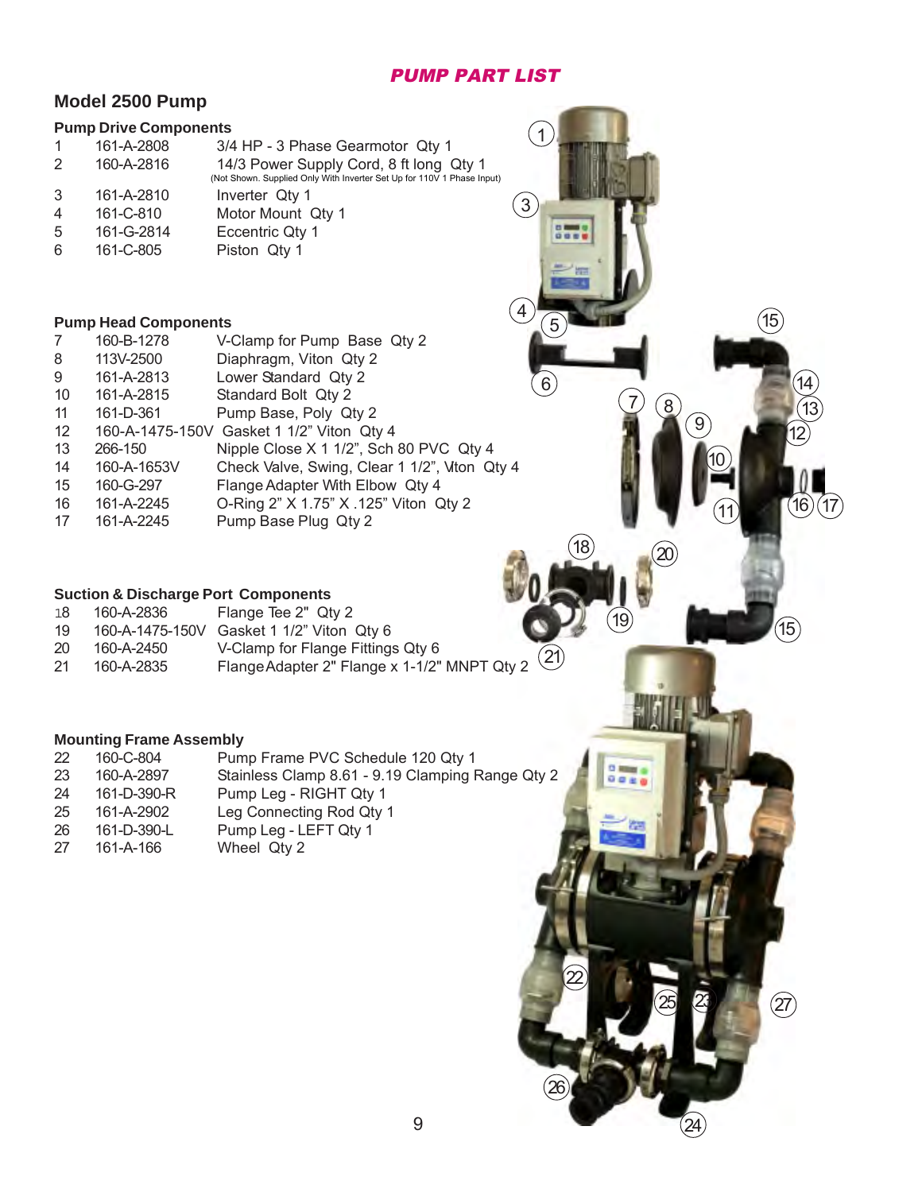## *PUMP PART LIST*

## Model 2500 Pump

### Pump Drive Components

| | | |
|---|---|---|
| 1 | 161-A-2808 | 3/4 HP - 3 Phase Gearmotor Qty 1 |
| 2 | 160-A-2816 | 14/3 Power Supply Cord, 8 ft long Qty 1 (Not Shown. Supplied Only With Inverter Set Up for 110V 1 Phase Input) |
| 3 | 161-A-2810 | Inverter Qty 1 |
| 4 | 161-C-810 | Motor Mount Qty 1 |
| 5 | 161-G-2814 | Eccentric Qty 1 |
| 6 | 161-C-805 | Piston Qty 1 |

### Pump Head Components

| | | |
|---|---|---|
| 7 | 160-B-1278 | V-Clamp for Pump Base Qty 2 |
| 8 | 113V-2500 | Diaphragm, Viton Qty 2 |
| 9 | 161-A-2813 | Lower Standard Qty 2 |
| 10 | 161-A-2815 | Standard Bolt Qty 2 |
| 11 | 161-D-361 | Pump Base, Poly Qty 2 |
| 12 | 160-A-1475-150V | Gasket 1 1/2" Viton Qty 4 |
| 13 | 266-150 | Nipple Close X 1 1/2", Sch 80 PVC Qty 4 |
| 14 | 160-A-1653V | Check Valve, Swing, Clear 1 1/2", Viton Qty 4 |
| 15 | 160-G-297 | Flange Adapter With Elbow Qty 4 |
| 16 | 161-A-2245 | O-Ring 2" X 1.75" X .125" Viton Qty 2 |
| 17 | 161-A-2245 | Pump Base Plug Qty 2 |

### Suction & Discharge Port Components

| | | |
|---|---|---|
| 18 | 160-A-2836 | Flange Tee 2" Qty 2 |
| 19 | 160-A-1475-150V | Gasket 1 1/2" Viton Qty 6 |
| 20 | 160-A-2450 | V-Clamp for Flange Fittings Qty 6 |
| 21 | 160-A-2835 | Flange Adapter 2" Flange x 1-1/2" MNPT Qty 2 |

### Mounting Frame Assembly

| | | |
|---|---|---|
| 22 | 160-C-804 | Pump Frame PVC Schedule 120 Qty 1 |
| 23 | 160-A-2897 | Stainless Clamp 8.61 - 9.19 Clamping Range Qty 2 |
| 24 | 161-D-390-R | Pump Leg - RIGHT Qty 1 |
| 25 | 161-A-2902 | Leg Connecting Rod Qty 1 |
| 26 | 161-D-390-L | Pump Leg - LEFT Qty 1 |
| 27 | 161-A-166 | Wheel Qty 2 |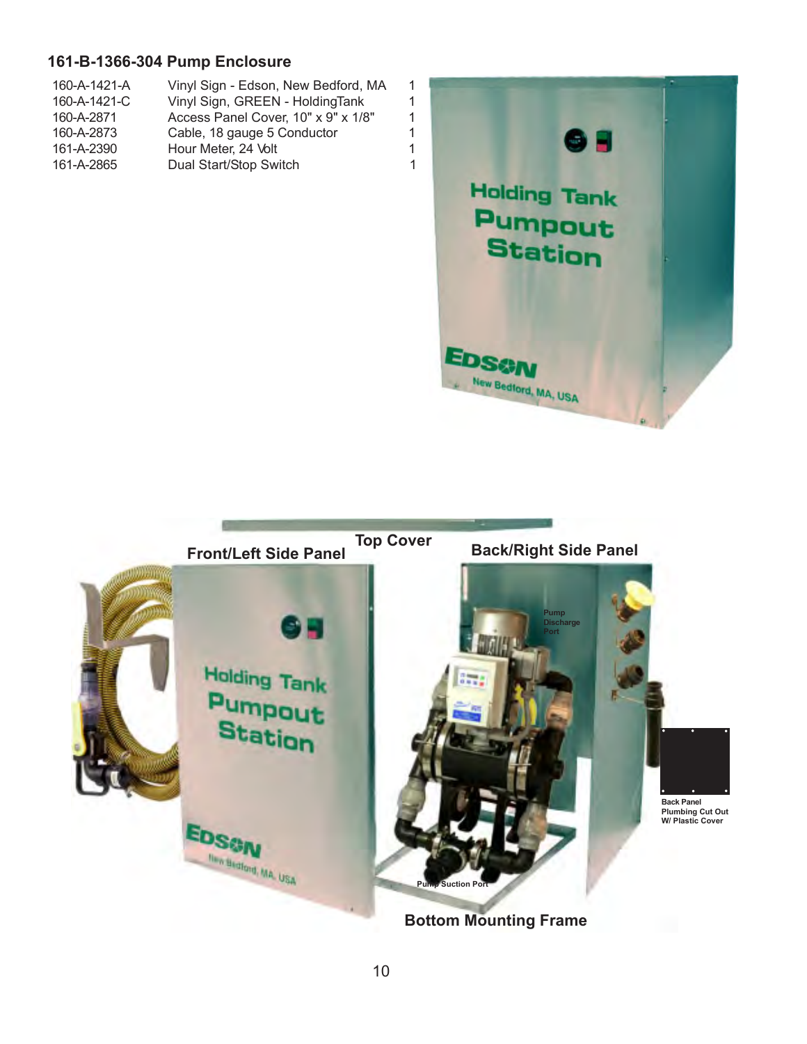## 161-B-1366-304 Pump Enclosure

| Part No. | Description | Qty |
|---|---|---|
| 160-A-1421-A | Vinyl Sign - Edson, New Bedford, MA | 1 |
| 160-A-1421-C | Vinyl Sign, GREEN - HoldingTank | 1 |
| 160-A-2871 | Access Panel Cover, 10" x 9" x 1/8" | 1 |
| 160-A-2873 | Cable, 18 gauge 5 Conductor | 1 |
| 161-A-2390 | Hour Meter, 24 Volt | 1 |
| 161-A-2865 | Dual Start/Stop Switch | 1 |

Holding Tank Pumpout Station

EDSON New Bedford, MA, USA

Front/Left Side Panel

Top Cover

Back/Right Side Panel

Pump Discharge Port

Back Panel Plumbing Cut Out W/ Plastic Cover

Pump Suction Port

Bottom Mounting Frame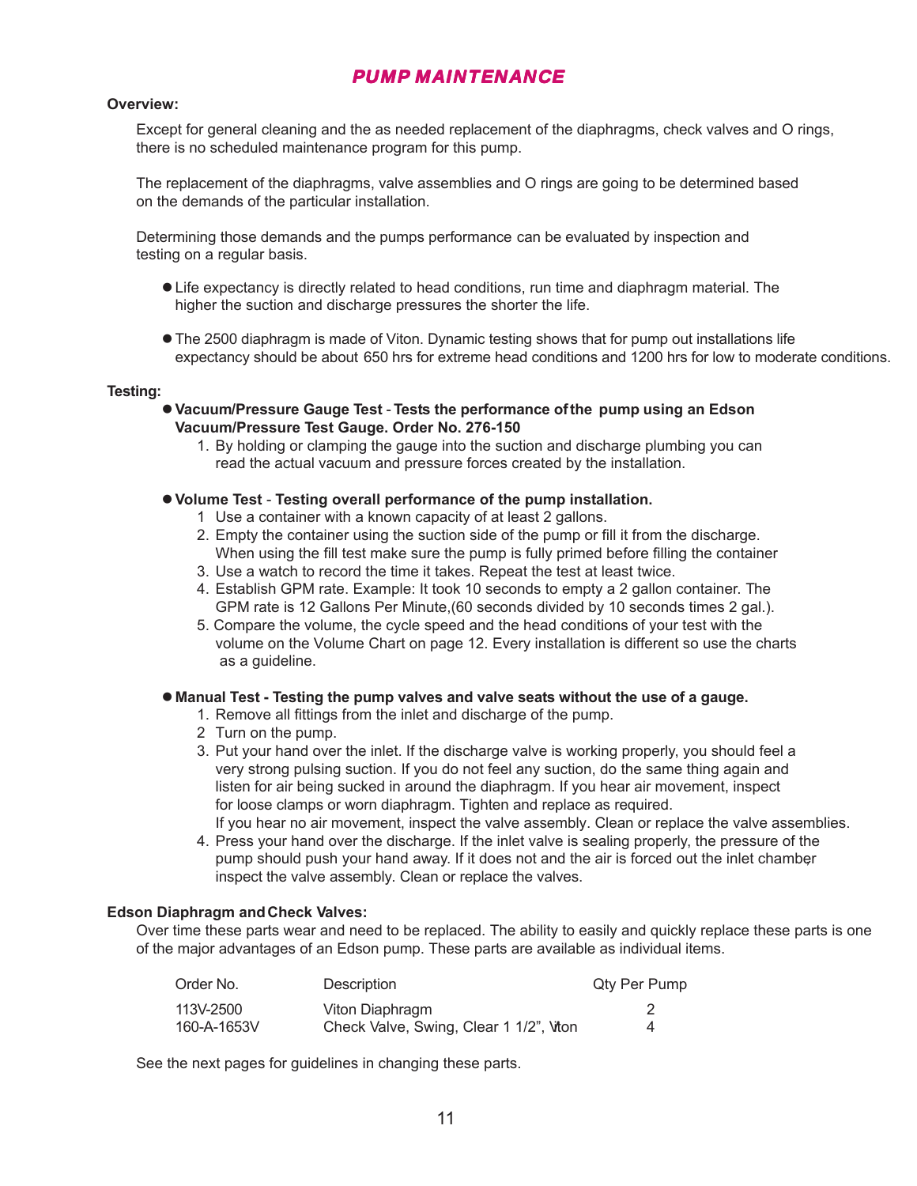# PUMP MAINTENANCE

**Overview:**

Except for general cleaning and the as needed replacement of the diaphragms, check valves and O rings, there is no scheduled maintenance program for this pump.

The replacement of the diaphragms, valve assemblies and O rings are going to be determined based on the demands of the particular installation.

Determining those demands and the pumps performance can be evaluated by inspection and testing on a regular basis.

- Life expectancy is directly related to head conditions, run time and diaphragm material. The higher the suction and discharge pressures the shorter the life.
- The 2500 diaphragm is made of Viton. Dynamic testing shows that for pump out installations life expectancy should be about 650 hrs for extreme head conditions and 1200 hrs for low to moderate conditions.

**Testing:**

- **Vacuum/Pressure Gauge Test** - **Tests the performance of the pump using an Edson Vacuum/Pressure Test Gauge. Order No. 276-150**
  1. By holding or clamping the gauge into the suction and discharge plumbing you can read the actual vacuum and pressure forces created by the installation.

- **Volume Test** - **Testing overall performance of the pump installation.**
  1. Use a container with a known capacity of at least 2 gallons.
  2. Empty the container using the suction side of the pump or fill it from the discharge. When using the fill test make sure the pump is fully primed before filling the container
  3. Use a watch to record the time it takes. Repeat the test at least twice.
  4. Establish GPM rate. Example: It took 10 seconds to empty a 2 gallon container. The GPM rate is 12 Gallons Per Minute,(60 seconds divided by 10 seconds times 2 gal.).
  5. Compare the volume, the cycle speed and the head conditions of your test with the volume on the Volume Chart on page 12. Every installation is different so use the charts as a guideline.

- **Manual Test - Testing the pump valves and valve seats without the use of a gauge.**
  1. Remove all fittings from the inlet and discharge of the pump.
  2. Turn on the pump.
  3. Put your hand over the inlet. If the discharge valve is working properly, you should feel a very strong pulsing suction. If you do not feel any suction, do the same thing again and listen for air being sucked in around the diaphragm. If you hear air movement, inspect for loose clamps or worn diaphragm. Tighten and replace as required.
     If you hear no air movement, inspect the valve assembly. Clean or replace the valve assemblies.
  4. Press your hand over the discharge. If the inlet valve is sealing properly, the pressure of the pump should push your hand away. If it does not and the air is forced out the inlet chamber inspect the valve assembly. Clean or replace the valves.

**Edson Diaphragm and Check Valves:**

Over time these parts wear and need to be replaced. The ability to easily and quickly replace these parts is one of the major advantages of an Edson pump. These parts are available as individual items.

| Order No. | Description | Qty Per Pump |
|---|---|---|
| 113V-2500 | Viton Diaphragm | 2 |
| 160-A-1653V | Check Valve, Swing, Clear 1 1/2", Viton | 4 |

See the next pages for guidelines in changing these parts.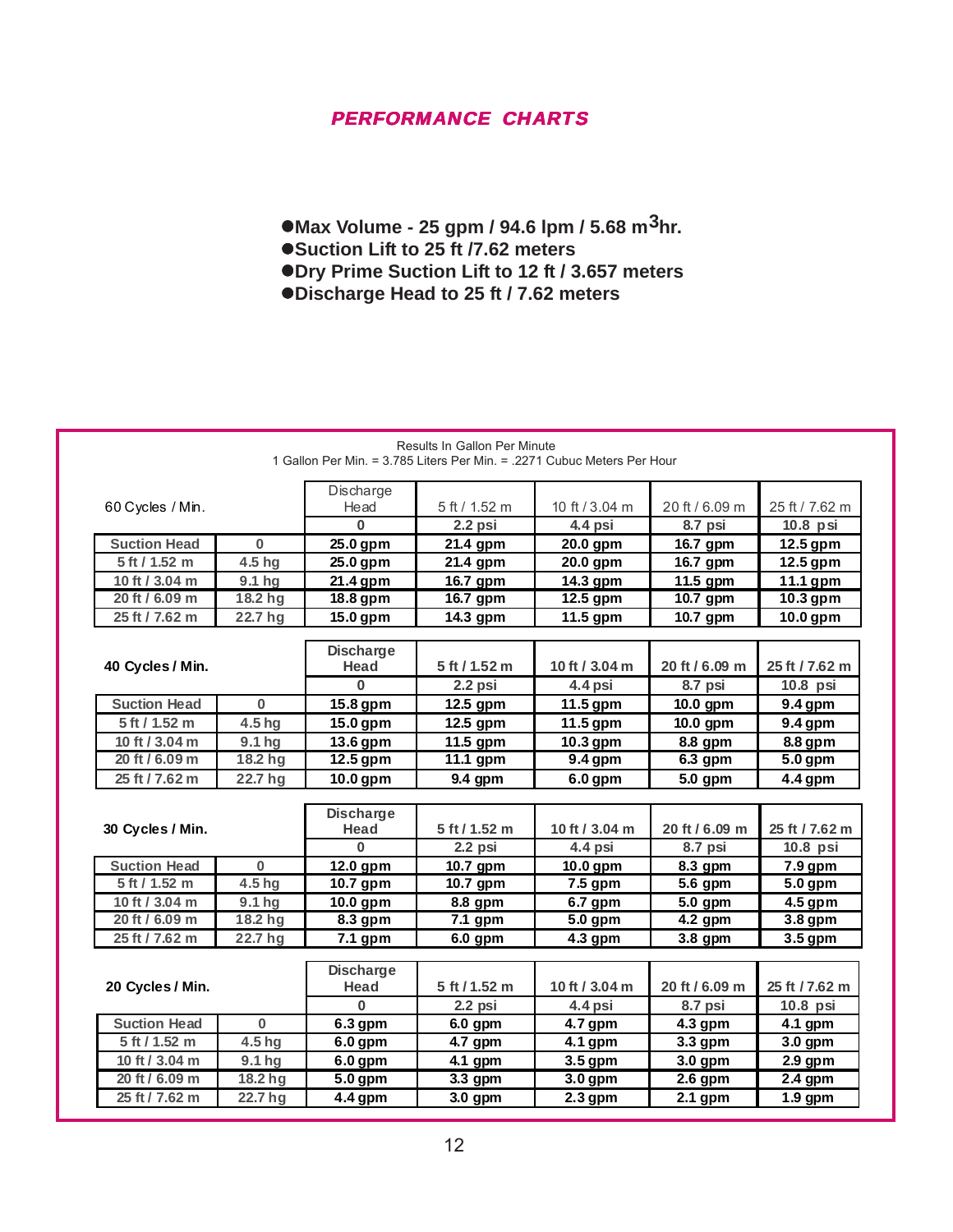## PERFORMANCE CHARTS

- **Max Volume - 25 gpm / 94.6 lpm / 5.68 $m^3$hr.**
- **Suction Lift to 25 ft /7.62 meters**
- **Dry Prime Suction Lift to 12 ft / 3.657 meters**
- **Discharge Head to 25 ft / 7.62 meters**

Results In Gallon Per Minute
1 Gallon Per Min. = 3.785 Liters Per Min. = .2271 Cubuc Meters Per Hour

| 60 Cycles / Min. | | Discharge Head | 5 ft / 1.52 m | 10 ft / 3.04 m | 20 ft / 6.09 m | 25 ft / 7.62 m |
|---|---|---|---|---|---|---|
| | | 0 | 2.2 psi | 4.4 psi | 8.7 psi | 10.8 psi |
| **Suction Head** | **0** | **25.0 gpm** | **21.4 gpm** | **20.0 gpm** | **16.7 gpm** | **12.5 gpm** |
| **5 ft / 1.52 m** | **4.5 hg** | **25.0 gpm** | **21.4 gpm** | **20.0 gpm** | **16.7 gpm** | **12.5 gpm** |
| **10 ft / 3.04 m** | **9.1 hg** | **21.4 gpm** | **16.7 gpm** | **14.3 gpm** | **11.5 gpm** | **11.1 gpm** |
| **20 ft / 6.09 m** | **18.2 hg** | **18.8 gpm** | **16.7 gpm** | **12.5 gpm** | **10.7 gpm** | **10.3 gpm** |
| **25 ft / 7.62 m** | **22.7 hg** | **15.0 gpm** | **14.3 gpm** | **11.5 gpm** | **10.7 gpm** | **10.0 gpm** |

| **40 Cycles / Min.** | | **Discharge Head** | **5 ft / 1.52 m** | **10 ft / 3.04 m** | **20 ft / 6.09 m** | **25 ft / 7.62 m** |
|---|---|---|---|---|---|---|
| | | 0 | 2.2 psi | 4.4 psi | 8.7 psi | 10.8 psi |
| **Suction Head** | **0** | **15.8 gpm** | **12.5 gpm** | **11.5 gpm** | **10.0 gpm** | **9.4 gpm** |
| **5 ft / 1.52 m** | **4.5 hg** | **15.0 gpm** | **12.5 gpm** | **11.5 gpm** | **10.0 gpm** | **9.4 gpm** |
| **10 ft / 3.04 m** | **9.1 hg** | **13.6 gpm** | **11.5 gpm** | **10.3 gpm** | **8.8 gpm** | **8.8 gpm** |
| **20 ft / 6.09 m** | **18.2 hg** | **12.5 gpm** | **11.1 gpm** | **9.4 gpm** | **6.3 gpm** | **5.0 gpm** |
| **25 ft / 7.62 m** | **22.7 hg** | **10.0 gpm** | **9.4 gpm** | **6.0 gpm** | **5.0 gpm** | **4.4 gpm** |

| **30 Cycles / Min.** | | **Discharge Head** | **5 ft / 1.52 m** | **10 ft / 3.04 m** | **20 ft / 6.09 m** | **25 ft / 7.62 m** |
|---|---|---|---|---|---|---|
| | | 0 | 2.2 psi | 4.4 psi | 8.7 psi | 10.8 psi |
| **Suction Head** | **0** | **12.0 gpm** | **10.7 gpm** | **10.0 gpm** | **8.3 gpm** | **7.9 gpm** |
| **5 ft / 1.52 m** | **4.5 hg** | **10.7 gpm** | **10.7 gpm** | **7.5 gpm** | **5.6 gpm** | **5.0 gpm** |
| **10 ft / 3.04 m** | **9.1 hg** | **10.0 gpm** | **8.8 gpm** | **6.7 gpm** | **5.0 gpm** | **4.5 gpm** |
| **20 ft / 6.09 m** | **18.2 hg** | **8.3 gpm** | **7.1 gpm** | **5.0 gpm** | **4.2 gpm** | **3.8 gpm** |
| **25 ft / 7.62 m** | **22.7 hg** | **7.1 gpm** | **6.0 gpm** | **4.3 gpm** | **3.8 gpm** | **3.5 gpm** |

| **20 Cycles / Min.** | | **Discharge Head** | **5 ft / 1.52 m** | **10 ft / 3.04 m** | **20 ft / 6.09 m** | **25 ft / 7.62 m** |
|---|---|---|---|---|---|---|
| | | 0 | 2.2 psi | 4.4 psi | 8.7 psi | 10.8 psi |
| **Suction Head** | **0** | **6.3 gpm** | **6.0 gpm** | **4.7 gpm** | **4.3 gpm** | **4.1 gpm** |
| **5 ft / 1.52 m** | **4.5 hg** | **6.0 gpm** | **4.7 gpm** | **4.1 gpm** | **3.3 gpm** | **3.0 gpm** |
| **10 ft / 3.04 m** | **9.1 hg** | **6.0 gpm** | **4.1 gpm** | **3.5 gpm** | **3.0 gpm** | **2.9 gpm** |
| **20 ft / 6.09 m** | **18.2 hg** | **5.0 gpm** | **3.3 gpm** | **3.0 gpm** | **2.6 gpm** | **2.4 gpm** |
| **25 ft / 7.62 m** | **22.7 hg** | **4.4 gpm** | **3.0 gpm** | **2.3 gpm** | **2.1 gpm** | **1.9 gpm** |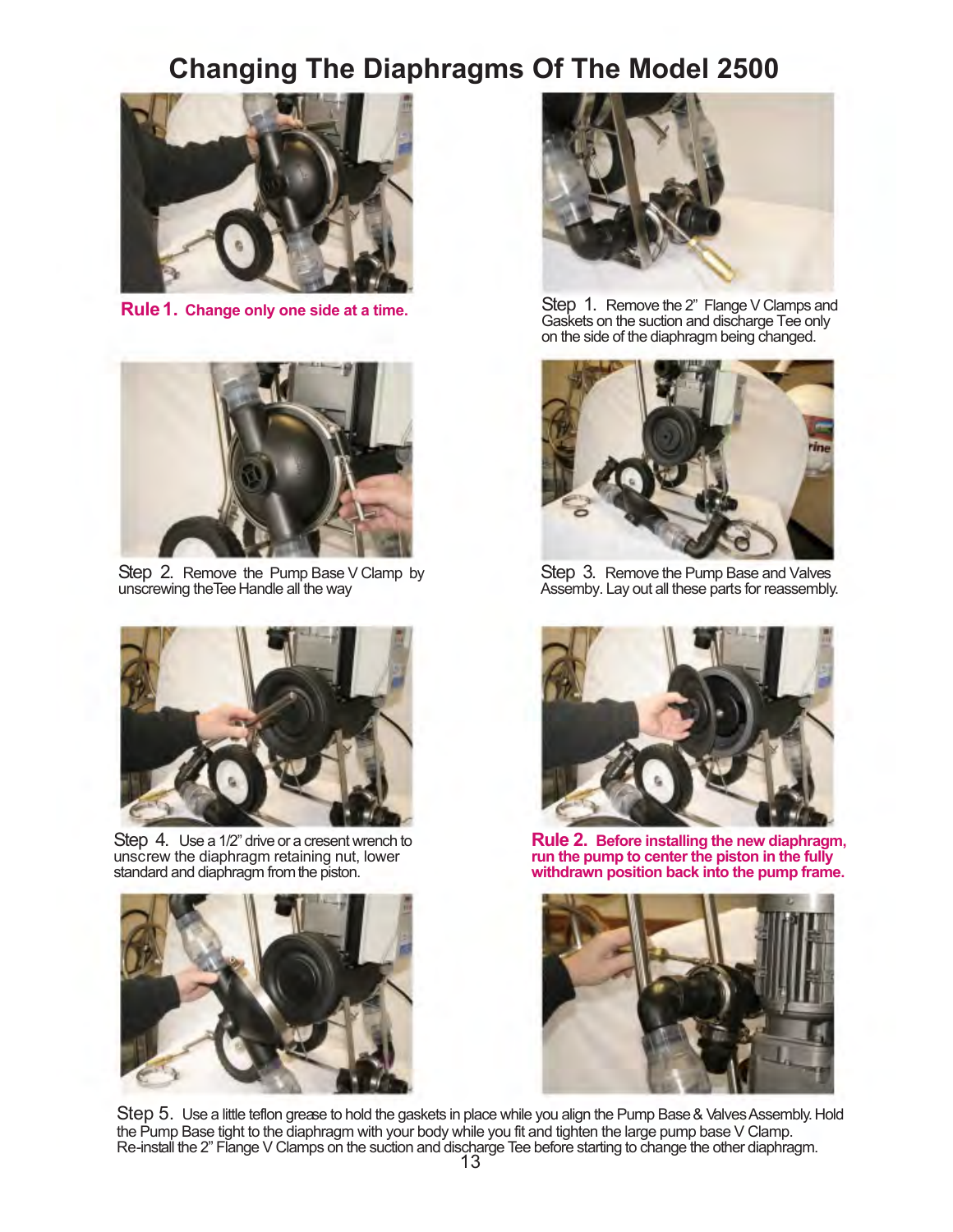# Changing The Diaphragms Of The Model 2500

**Rule 1. Change only one side at a time.**

Step 1. Remove the 2" Flange V Clamps and Gaskets on the suction and discharge Tee only on the side of the diaphragm being changed.

Step 2. Remove the Pump Base V Clamp by unscrewing the Tee Handle all the way

Step 3. Remove the Pump Base and Valves Assemby. Lay out all these parts for reassembly.

Step 4. Use a 1/2" drive or a cresent wrench to unscrew the diaphragm retaining nut, lower standard and diaphragm from the piston.

**Rule 2. Before installing the new diaphragm, run the pump to center the piston in the fully withdrawn position back into the pump frame.**

Step 5. Use a little teflon grease to hold the gaskets in place while you align the Pump Base & Valves Assembly. Hold the Pump Base tight to the diaphragm with your body while you fit and tighten the large pump base V Clamp. Re-install the 2" Flange V Clamps on the suction and discharge Tee before starting to change the other diaphragm.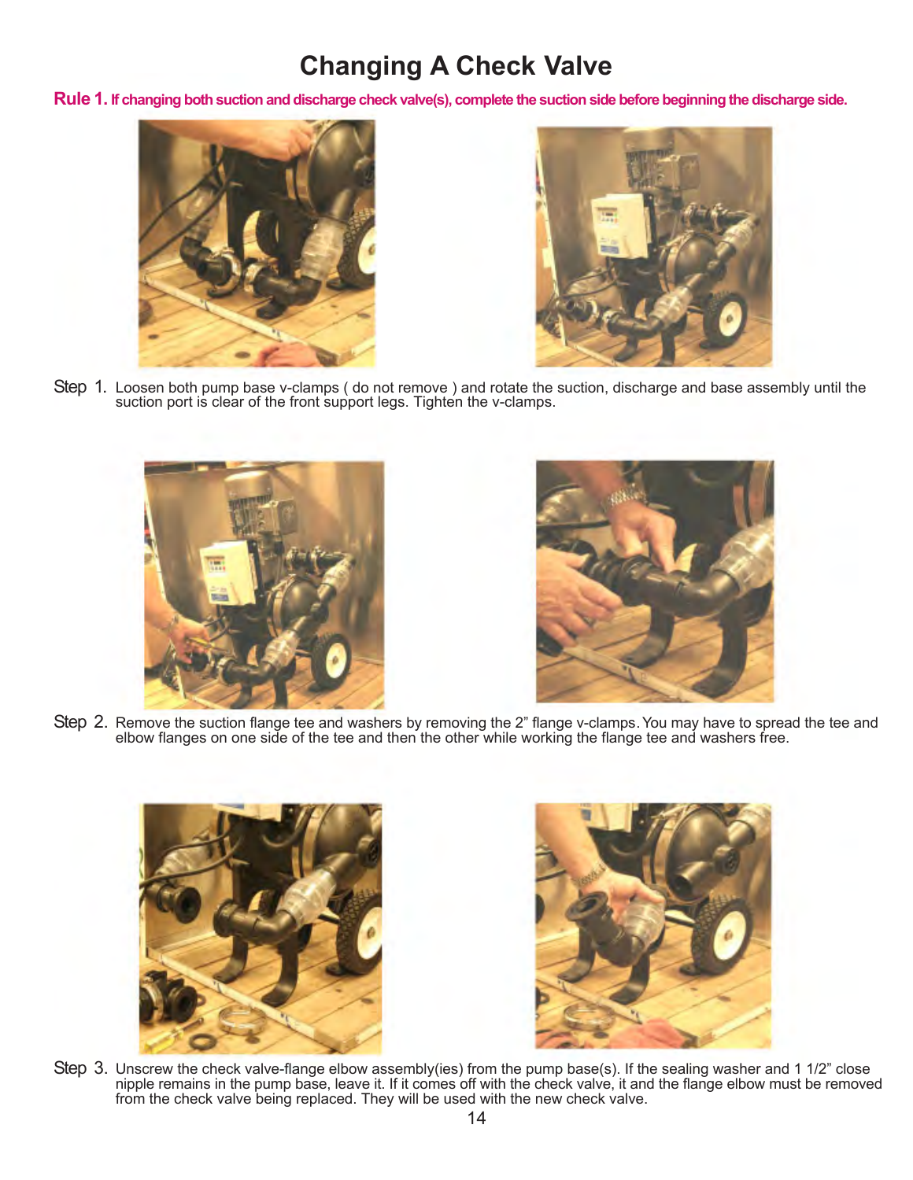# Changing A Check Valve

**Rule 1. If changing both suction and discharge check valve(s), complete the suction side before beginning the discharge side.**

Step 1. Loosen both pump base v-clamps ( do not remove ) and rotate the suction, discharge and base assembly until the suction port is clear of the front support legs. Tighten the v-clamps.

Step 2. Remove the suction flange tee and washers by removing the 2" flange v-clamps. You may have to spread the tee and elbow flanges on one side of the tee and then the other while working the flange tee and washers free.

Step 3. Unscrew the check valve-flange elbow assembly(ies) from the pump base(s). If the sealing washer and 1 1/2" close nipple remains in the pump base, leave it. If it comes off with the check valve, it and the flange elbow must be removed from the check valve being replaced. They will be used with the new check valve.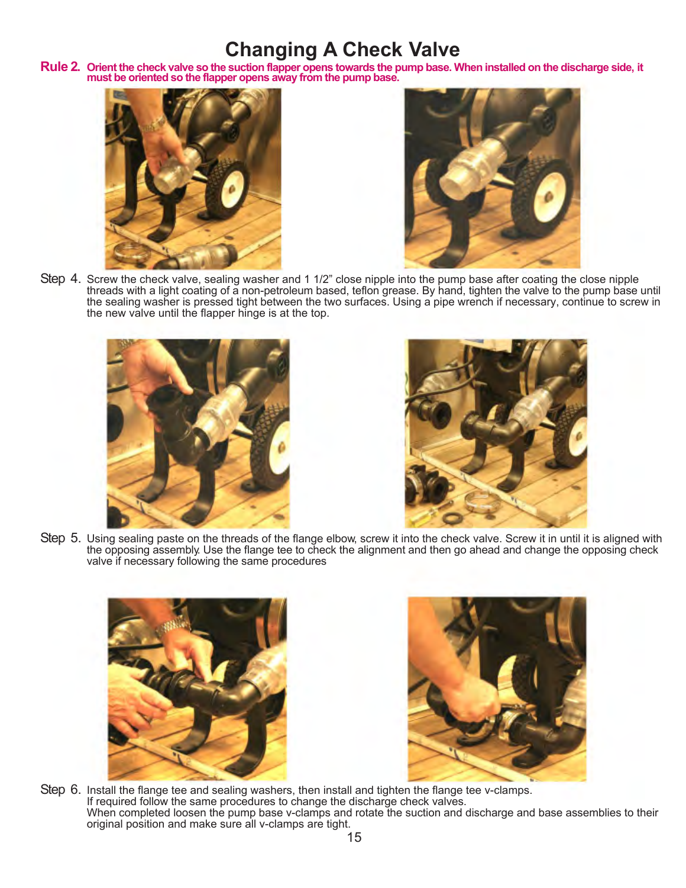# Changing A Check Valve

**Rule 2. Orient the check valve so the suction flapper opens towards the pump base. When installed on the discharge side, it must be oriented so the flapper opens away from the pump base.**

Step 4. Screw the check valve, sealing washer and 1 1/2" close nipple into the pump base after coating the close nipple threads with a light coating of a non-petroleum based, teflon grease. By hand, tighten the valve to the pump base until the sealing washer is pressed tight between the two surfaces. Using a pipe wrench if necessary, continue to screw in the new valve until the flapper hinge is at the top.

Step 5. Using sealing paste on the threads of the flange elbow, screw it into the check valve. Screw it in until it is aligned with the opposing assembly. Use the flange tee to check the alignment and then go ahead and change the opposing check valve if necessary following the same procedures

Step 6. Install the flange tee and sealing washers, then install and tighten the flange tee v-clamps.
If required follow the same procedures to change the discharge check valves.
When completed loosen the pump base v-clamps and rotate the suction and discharge and base assemblies to their original position and make sure all v-clamps are tight.